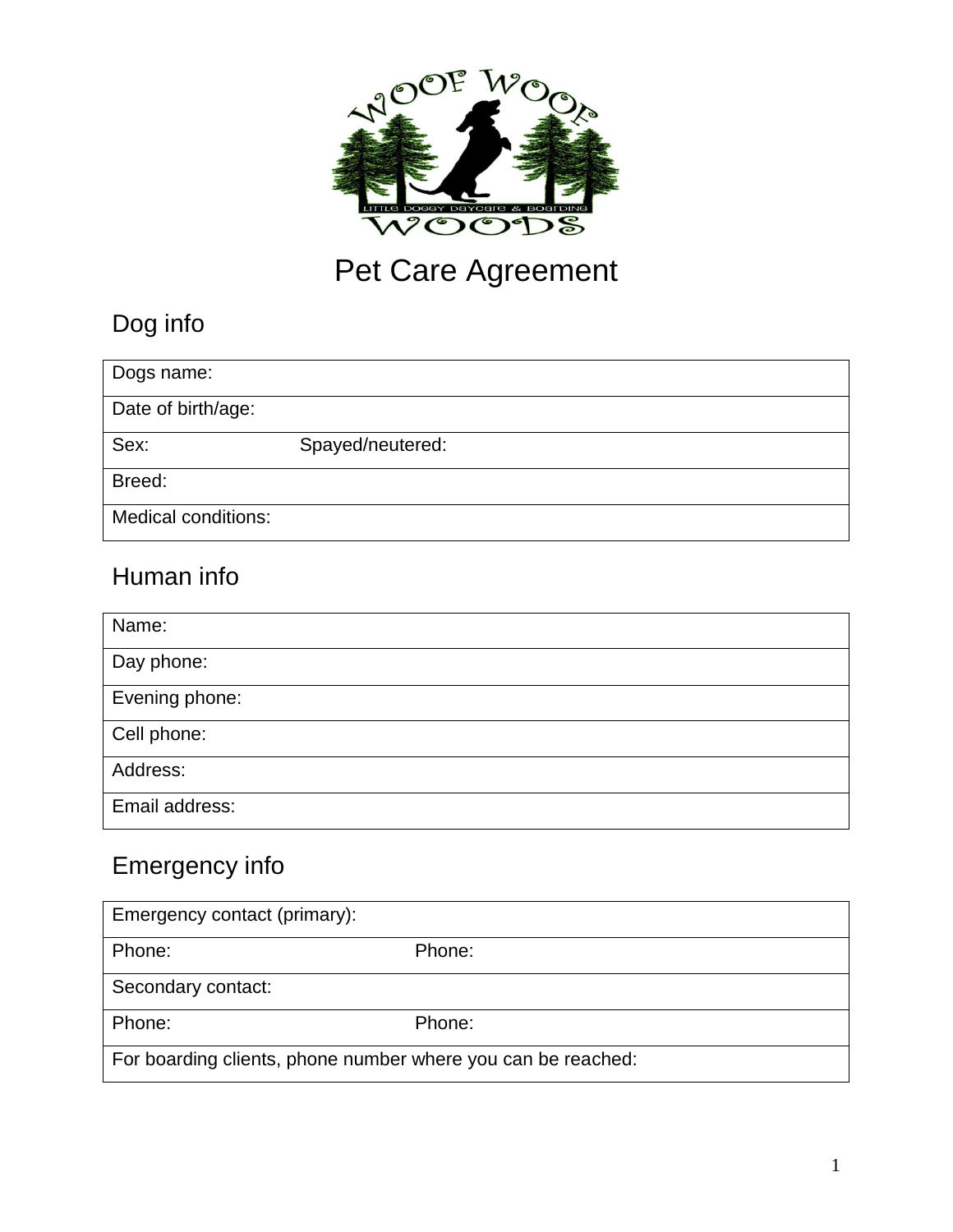# Pet Care Agreement

## Dog info

| Dogs name: | |
|---|---|
| Date of birth/age: | |
| Sex: | Spayed/neutered: |
| Breed: | |
| Medical conditions: | |

## Human info

| Name: |
|---|
| Day phone: |
| Evening phone: |
| Cell phone: |
| Address: |
| Email address: |

## Emergency info

| Emergency contact (primary): | |
|---|---|
| Phone: | Phone: |
| Secondary contact: | |
| Phone: | Phone: |
| For boarding clients, phone number where you can be reached: | |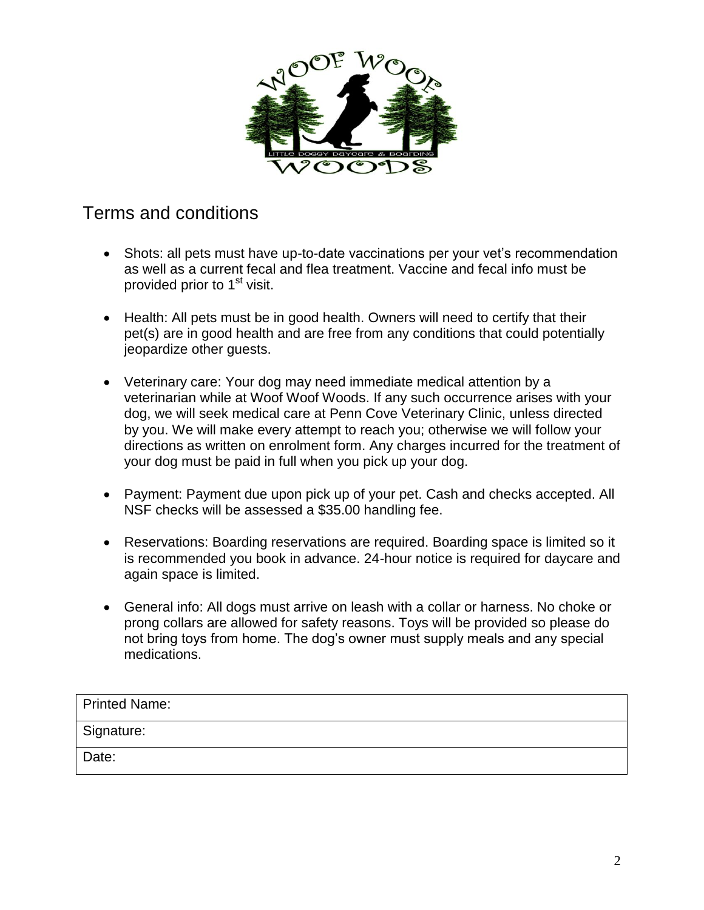## Terms and conditions

- Shots: all pets must have up-to-date vaccinations per your vet's recommendation as well as a current fecal and flea treatment. Vaccine and fecal info must be provided prior to 1st visit.
- Health: All pets must be in good health. Owners will need to certify that their pet(s) are in good health and are free from any conditions that could potentially jeopardize other guests.
- Veterinary care: Your dog may need immediate medical attention by a veterinarian while at Woof Woof Woods. If any such occurrence arises with your dog, we will seek medical care at Penn Cove Veterinary Clinic, unless directed by you. We will make every attempt to reach you; otherwise we will follow your directions as written on enrolment form. Any charges incurred for the treatment of your dog must be paid in full when you pick up your dog.
- Payment: Payment due upon pick up of your pet. Cash and checks accepted. All NSF checks will be assessed a $35.00 handling fee.
- Reservations: Boarding reservations are required. Boarding space is limited so it is recommended you book in advance. 24-hour notice is required for daycare and again space is limited.
- General info: All dogs must arrive on leash with a collar or harness. No choke or prong collars are allowed for safety reasons. Toys will be provided so please do not bring toys from home. The dog's owner must supply meals and any special medications.

| Printed Name: |
| --- |
| Signature: |
| Date: |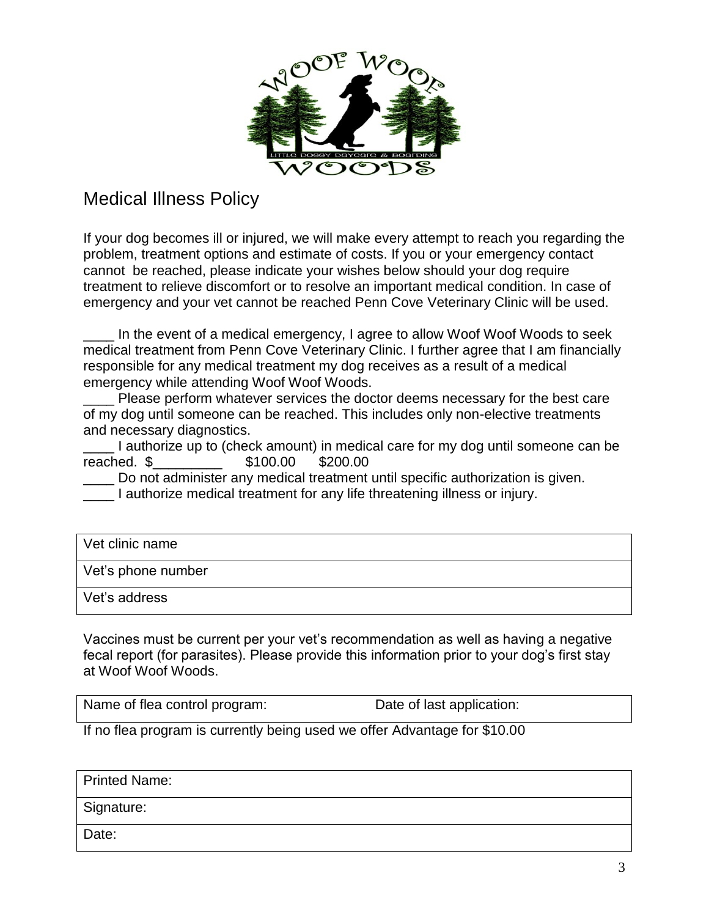## Medical Illness Policy

If your dog becomes ill or injured, we will make every attempt to reach you regarding the problem, treatment options and estimate of costs. If you or your emergency contact cannot be reached, please indicate your wishes below should your dog require treatment to relieve discomfort or to resolve an important medical condition. In case of emergency and your vet cannot be reached Penn Cove Veterinary Clinic will be used.

____ In the event of a medical emergency, I agree to allow Woof Woof Woods to seek medical treatment from Penn Cove Veterinary Clinic. I further agree that I am financially responsible for any medical treatment my dog receives as a result of a medical emergency while attending Woof Woof Woods.

____ Please perform whatever services the doctor deems necessary for the best care of my dog until someone can be reached. This includes only non-elective treatments and necessary diagnostics.

____ I authorize up to (check amount) in medical care for my dog until someone can be reached. $_________ $100.00 $200.00

____ Do not administer any medical treatment until specific authorization is given.

____ I authorize medical treatment for any life threatening illness or injury.

| Vet clinic name |
|---|
| Vet's phone number |
| Vet's address |

Vaccines must be current per your vet's recommendation as well as having a negative fecal report (for parasites). Please provide this information prior to your dog's first stay at Woof Woof Woods.

| Name of flea control program: | Date of last application: |
|---|---|

If no flea program is currently being used we offer Advantage for $10.00

| Printed Name: |
|---|
| Signature: |
| Date: |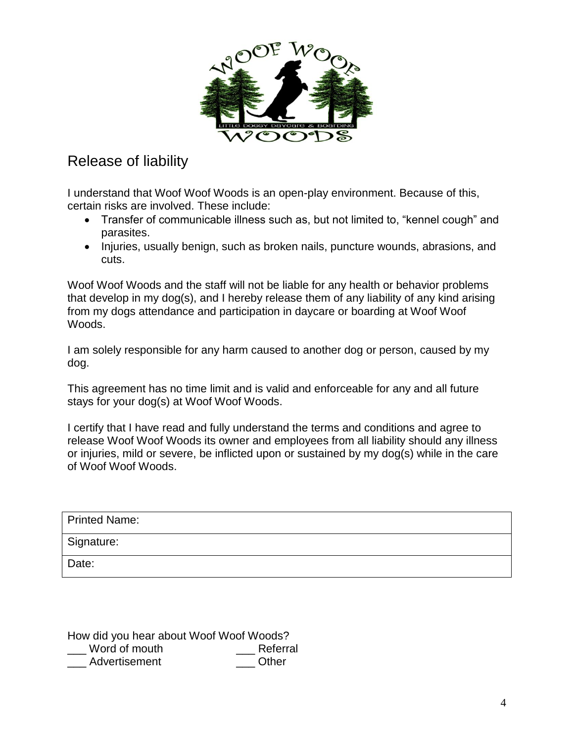## Release of liability

I understand that Woof Woof Woods is an open-play environment. Because of this, certain risks are involved. These include:

- Transfer of communicable illness such as, but not limited to, “kennel cough” and parasites.
- Injuries, usually benign, such as broken nails, puncture wounds, abrasions, and cuts.

Woof Woof Woods and the staff will not be liable for any health or behavior problems that develop in my dog(s), and I hereby release them of any liability of any kind arising from my dogs attendance and participation in daycare or boarding at Woof Woof Woods.

I am solely responsible for any harm caused to another dog or person, caused by my dog.

This agreement has no time limit and is valid and enforceable for any and all future stays for your dog(s) at Woof Woof Woods.

I certify that I have read and fully understand the terms and conditions and agree to release Woof Woof Woods its owner and employees from all liability should any illness or injuries, mild or severe, be inflicted upon or sustained by my dog(s) while in the care of Woof Woof Woods.

| Printed Name: |
|---|
| Signature: |
| Date: |

How did you hear about Woof Woof Woods?

___ Word of mouth ___ Referral

___ Advertisement ___ Other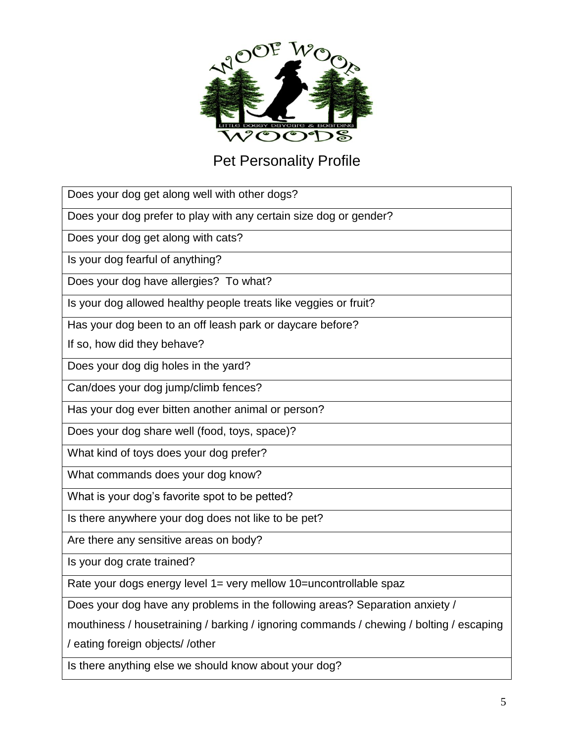# Pet Personality Profile

| |
|---|
| Does your dog get along well with other dogs? |
| Does your dog prefer to play with any certain size dog or gender? |
| Does your dog get along with cats? |
| Is your dog fearful of anything? |
| Does your dog have allergies? To what? |
| Is your dog allowed healthy people treats like veggies or fruit? |
| Has your dog been to an off leash park or daycare before? If so, how did they behave? |
| Does your dog dig holes in the yard? |
| Can/does your dog jump/climb fences? |
| Has your dog ever bitten another animal or person? |
| Does your dog share well (food, toys, space)? |
| What kind of toys does your dog prefer? |
| What commands does your dog know? |
| What is your dog's favorite spot to be petted? |
| Is there anywhere your dog does not like to be pet? |
| Are there any sensitive areas on body? |
| Is your dog crate trained? |
| Rate your dogs energy level 1= very mellow 10=uncontrollable spaz |
| Does your dog have any problems in the following areas? Separation anxiety / mouthiness / housetraining / barking / ignoring commands / chewing / bolting / escaping / eating foreign objects/ /other |
| Is there anything else we should know about your dog? |